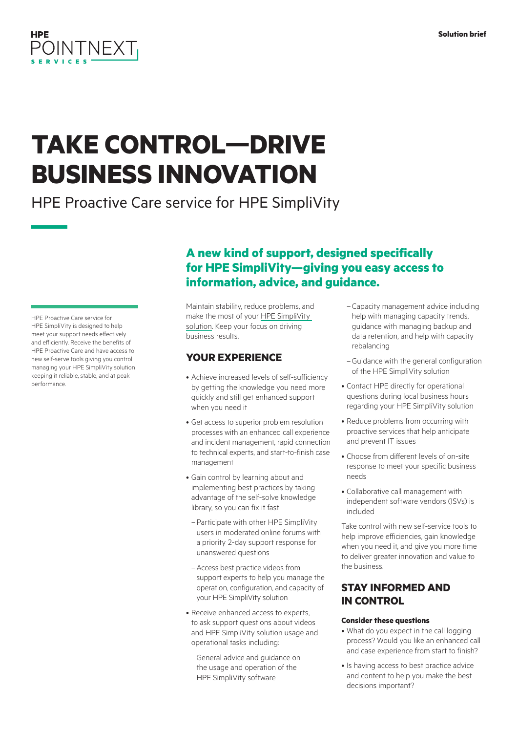HPE POINTNEXT SERVICES

Solution brief

# TAKE CONTROL—DRIVE BUSINESS INNOVATION

HPE Proactive Care service for HPE SimpliVity

HPE Proactive Care service for HPE SimpliVity is designed to help meet your support needs effectively and efficiently. Receive the benefits of HPE Proactive Care and have access to new self-serve tools giving you control managing your HPE SimpliVity solution keeping it reliable, stable, and at peak performance.

## A new kind of support, designed specifically for HPE SimpliVity—giving you easy access to information, advice, and guidance.

Maintain stability, reduce problems, and make the most of your HPE SimpliVity solution. Keep your focus on driving business results.

## YOUR EXPERIENCE

- Achieve increased levels of self-sufficiency by getting the knowledge you need more quickly and still get enhanced support when you need it
- Get access to superior problem resolution processes with an enhanced call experience and incident management, rapid connection to technical experts, and start-to-finish case management
- Gain control by learning about and implementing best practices by taking advantage of the self-solve knowledge library, so you can fix it fast
  - Participate with other HPE SimpliVity users in moderated online forums with a priority 2-day support response for unanswered questions
  - Access best practice videos from support experts to help you manage the operation, configuration, and capacity of your HPE SimpliVity solution
- Receive enhanced access to experts, to ask support questions about videos and HPE SimpliVity solution usage and operational tasks including:
  - General advice and guidance on the usage and operation of the HPE SimpliVity software
  - Capacity management advice including help with managing capacity trends, guidance with managing backup and data retention, and help with capacity rebalancing
  - Guidance with the general configuration of the HPE SimpliVity solution
- Contact HPE directly for operational questions during local business hours regarding your HPE SimpliVity solution
- Reduce problems from occurring with proactive services that help anticipate and prevent IT issues
- Choose from different levels of on-site response to meet your specific business needs
- Collaborative call management with independent software vendors (ISVs) is included

Take control with new self-service tools to help improve efficiencies, gain knowledge when you need it, and give you more time to deliver greater innovation and value to the business.

## STAY INFORMED AND IN CONTROL

**Consider these questions**

- What do you expect in the call logging process? Would you like an enhanced call and case experience from start to finish?
- Is having access to best practice advice and content to help you make the best decisions important?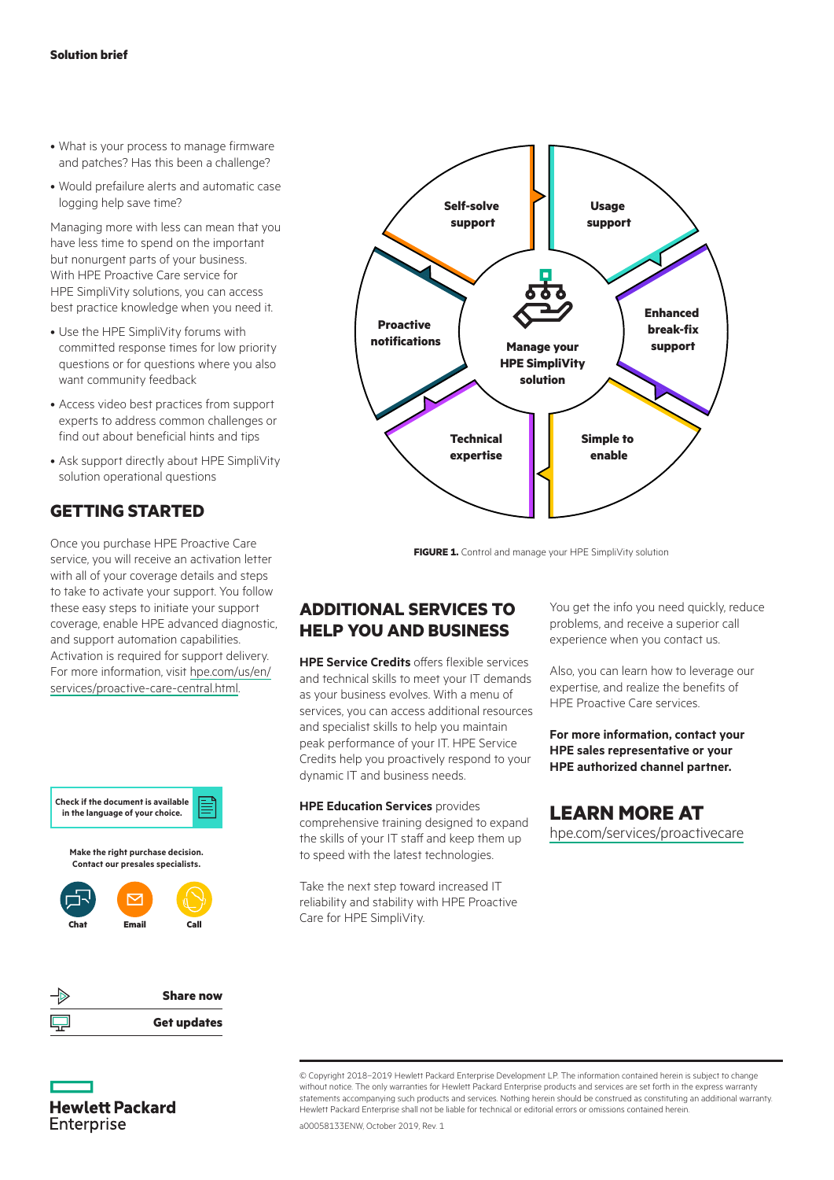- What is your process to manage firmware and patches? Has this been a challenge?
- Would prefailure alerts and automatic case logging help save time?

Managing more with less can mean that you have less time to spend on the important but nonurgent parts of your business. With HPE Proactive Care service for HPE SimpliVity solutions, you can access best practice knowledge when you need it.

- Use the HPE SimpliVity forums with committed response times for low priority questions or for questions where you also want community feedback
- Access video best practices from support experts to address common challenges or find out about beneficial hints and tips
- Ask support directly about HPE SimpliVity solution operational questions

## GETTING STARTED

Once you purchase HPE Proactive Care service, you will receive an activation letter with all of your coverage details and steps to take to activate your support. You follow these easy steps to initiate your support coverage, enable HPE advanced diagnostic, and support automation capabilities. Activation is required for support delivery. For more information, visit hpe.com/us/en/services/proactive-care-central.html.

Self-solve support

Usage support

Enhanced break-fix support

Simple to enable

Technical expertise

Proactive notifications

Manage your HPE SimpliVity solution

**FIGURE 1.** Control and manage your HPE SimpliVity solution

## ADDITIONAL SERVICES TO HELP YOU AND BUSINESS

**HPE Service Credits** offers flexible services and technical skills to meet your IT demands as your business evolves. With a menu of services, you can access additional resources and specialist skills to help you maintain peak performance of your IT. HPE Service Credits help you proactively respond to your dynamic IT and business needs.

**HPE Education Services** provides comprehensive training designed to expand the skills of your IT staff and keep them up to speed with the latest technologies.

Take the next step toward increased IT reliability and stability with HPE Proactive Care for HPE SimpliVity.

You get the info you need quickly, reduce problems, and receive a superior call experience when you contact us.

Also, you can learn how to leverage our expertise, and realize the benefits of HPE Proactive Care services.

**For more information, contact your HPE sales representative or your HPE authorized channel partner.**

## LEARN MORE AT

hpe.com/services/proactivecare

Check if the document is available in the language of your choice.

Make the right purchase decision. Contact our presales specialists.

Chat

Email

Call

Share now

Get updates

Hewlett Packard Enterprise

© Copyright 2018–2019 Hewlett Packard Enterprise Development LP. The information contained herein is subject to change without notice. The only warranties for Hewlett Packard Enterprise products and services are set forth in the express warranty statements accompanying such products and services. Nothing herein should be construed as constituting an additional warranty. Hewlett Packard Enterprise shall not be liable for technical or editorial errors or omissions contained herein.

a00058133ENW, October 2019, Rev. 1